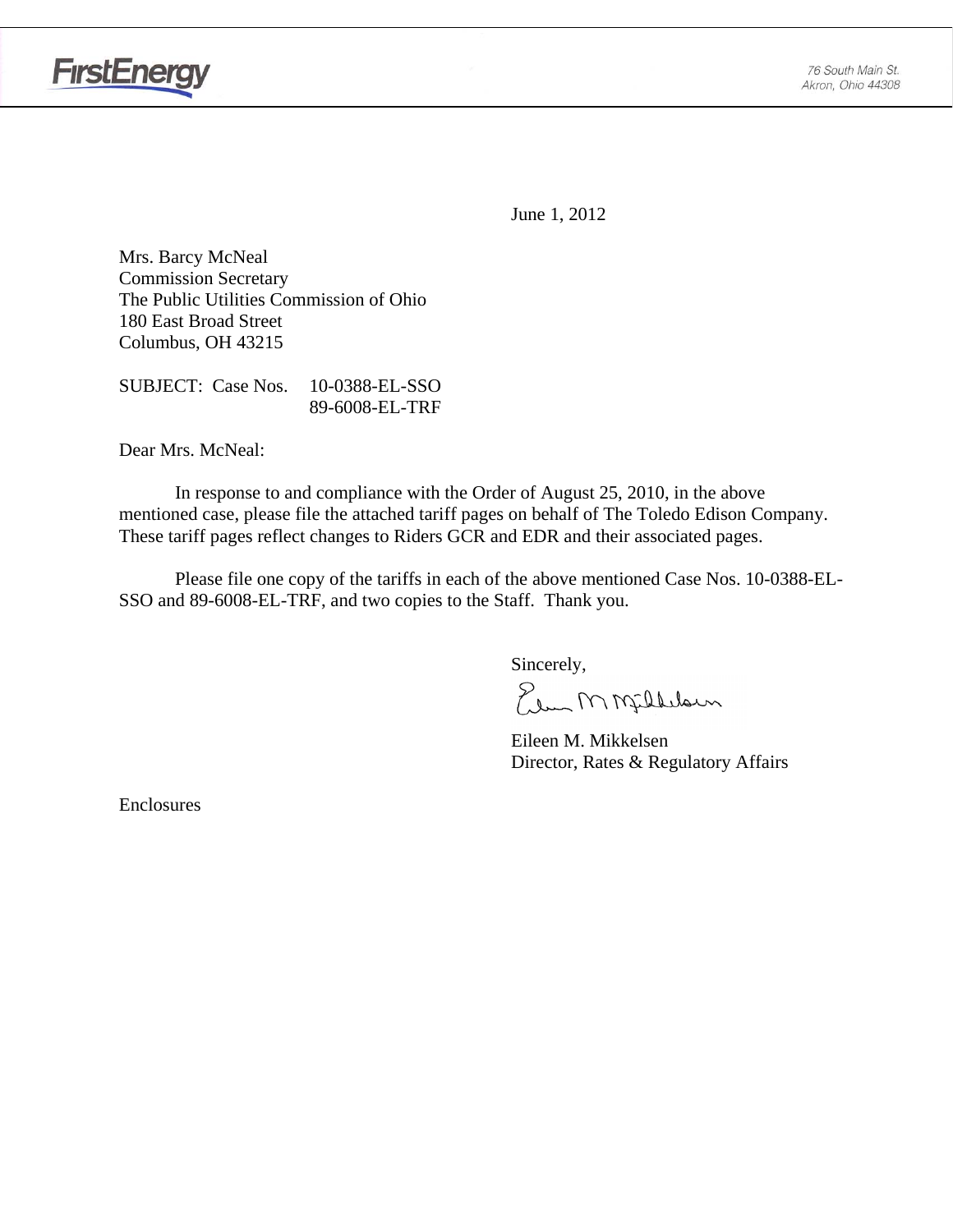FirstEnergy

76 South Main St.
Akron, Ohio 44308

June 1, 2012

Mrs. Barcy McNeal
Commission Secretary
The Public Utilities Commission of Ohio
180 East Broad Street
Columbus, OH 43215

SUBJECT: Case Nos. 10-0388-EL-SSO
89-6008-EL-TRF

Dear Mrs. McNeal:

In response to and compliance with the Order of August 25, 2010, in the above mentioned case, please file the attached tariff pages on behalf of The Toledo Edison Company. These tariff pages reflect changes to Riders GCR and EDR and their associated pages.

Please file one copy of the tariffs in each of the above mentioned Case Nos. 10-0388-EL-SSO and 89-6008-EL-TRF, and two copies to the Staff. Thank you.

Sincerely,

Eileen M. Mikkelsen
Director, Rates & Regulatory Affairs

Enclosures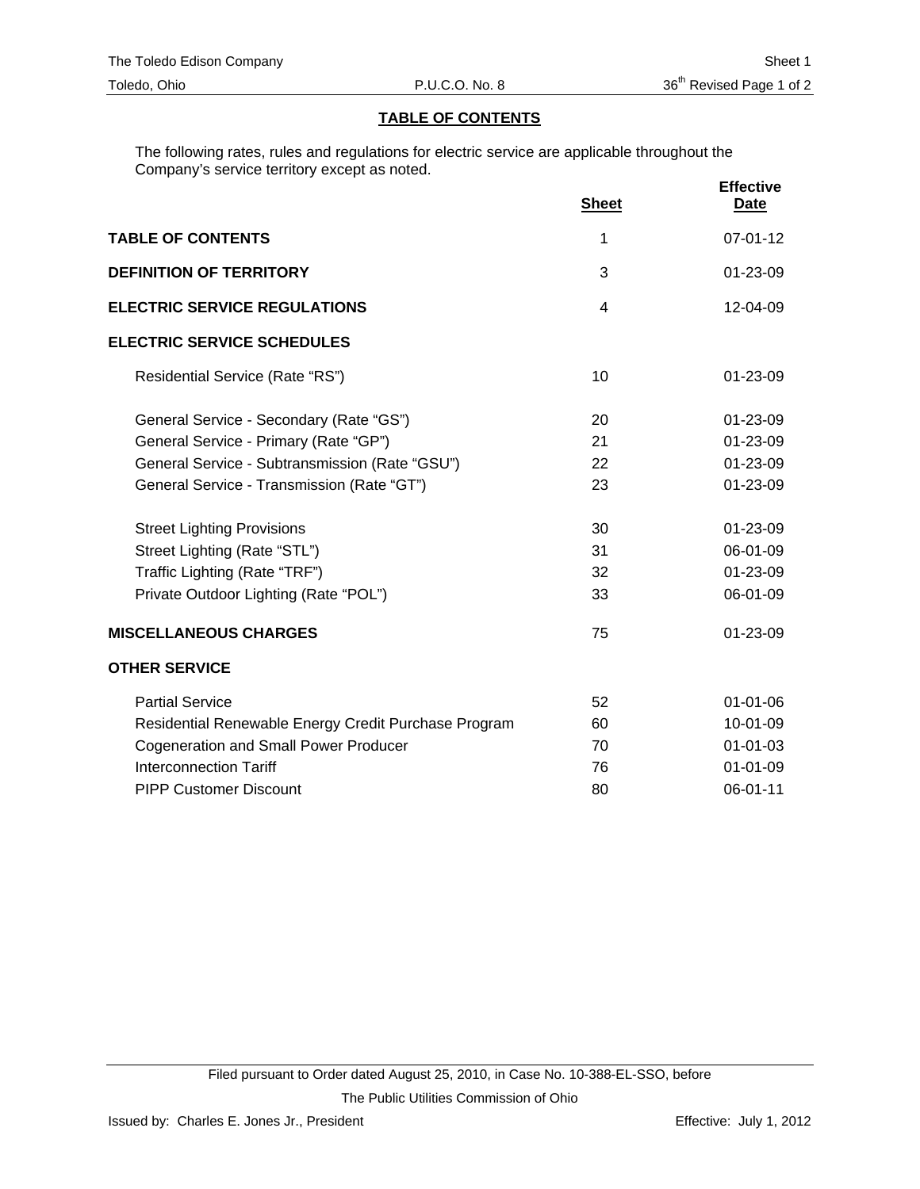## TABLE OF CONTENTS

The following rates, rules and regulations for electric service are applicable throughout the Company's service territory except as noted.

| | Sheet | Effective Date |
|---|---|---|
| **TABLE OF CONTENTS** | 1 | 07-01-12 |
| **DEFINITION OF TERRITORY** | 3 | 01-23-09 |
| **ELECTRIC SERVICE REGULATIONS** | 4 | 12-04-09 |
| **ELECTRIC SERVICE SCHEDULES** | | |
| Residential Service (Rate "RS") | 10 | 01-23-09 |
| General Service - Secondary (Rate "GS") | 20 | 01-23-09 |
| General Service - Primary (Rate "GP") | 21 | 01-23-09 |
| General Service - Subtransmission (Rate "GSU") | 22 | 01-23-09 |
| General Service - Transmission (Rate "GT") | 23 | 01-23-09 |
| Street Lighting Provisions | 30 | 01-23-09 |
| Street Lighting (Rate "STL") | 31 | 06-01-09 |
| Traffic Lighting (Rate "TRF") | 32 | 01-23-09 |
| Private Outdoor Lighting (Rate "POL") | 33 | 06-01-09 |
| **MISCELLANEOUS CHARGES** | 75 | 01-23-09 |
| **OTHER SERVICE** | | |
| Partial Service | 52 | 01-01-06 |
| Residential Renewable Energy Credit Purchase Program | 60 | 10-01-09 |
| Cogeneration and Small Power Producer | 70 | 01-01-03 |
| Interconnection Tariff | 76 | 01-01-09 |
| PIPP Customer Discount | 80 | 06-01-11 |

Filed pursuant to Order dated August 25, 2010, in Case No. 10-388-EL-SSO, before The Public Utilities Commission of Ohio

Issued by: Charles E. Jones Jr., President

Effective: July 1, 2012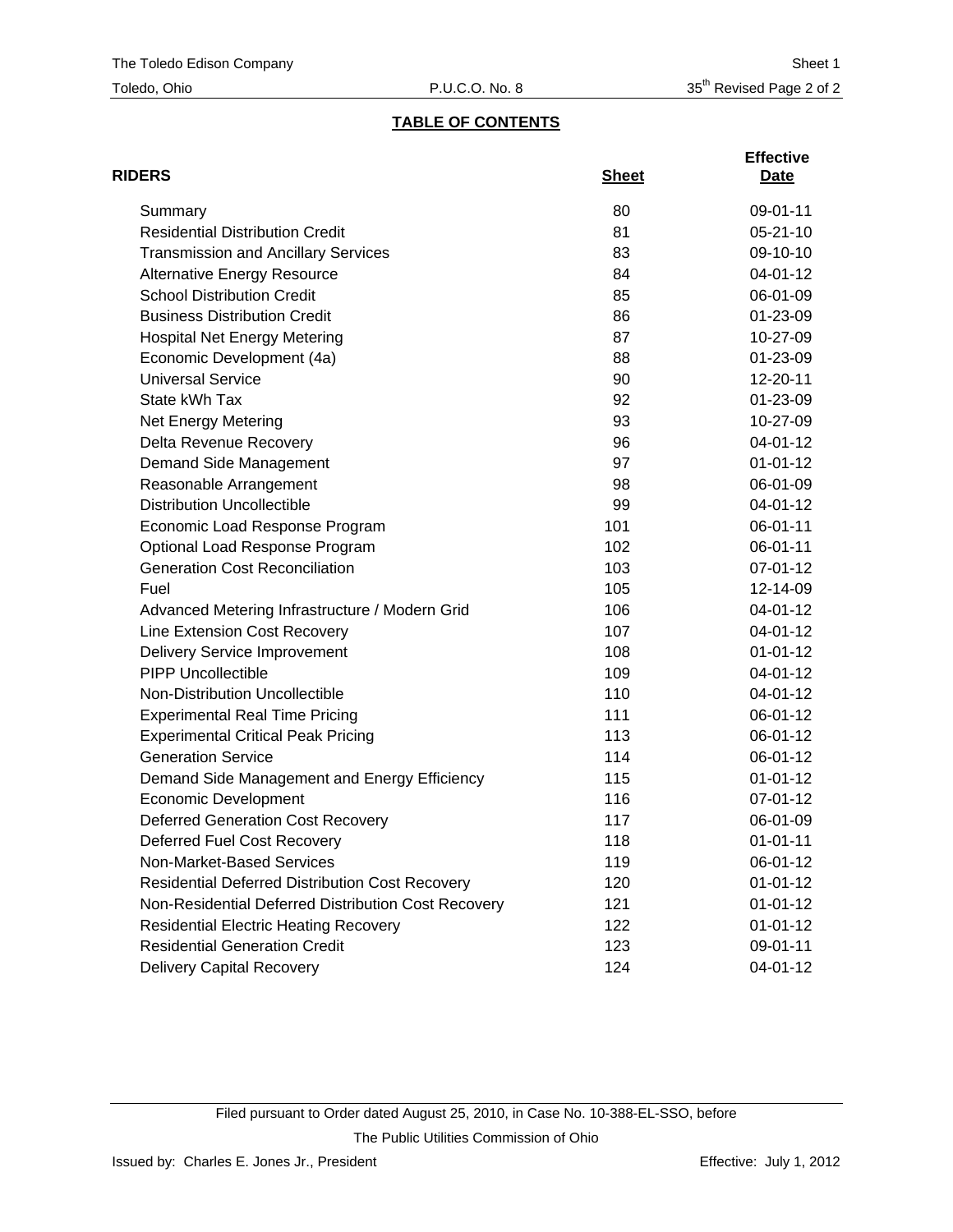## TABLE OF CONTENTS

| RIDERS | Sheet | Effective Date |
|---|---|---|
| Summary | 80 | 09-01-11 |
| Residential Distribution Credit | 81 | 05-21-10 |
| Transmission and Ancillary Services | 83 | 09-10-10 |
| Alternative Energy Resource | 84 | 04-01-12 |
| School Distribution Credit | 85 | 06-01-09 |
| Business Distribution Credit | 86 | 01-23-09 |
| Hospital Net Energy Metering | 87 | 10-27-09 |
| Economic Development (4a) | 88 | 01-23-09 |
| Universal Service | 90 | 12-20-11 |
| State kWh Tax | 92 | 01-23-09 |
| Net Energy Metering | 93 | 10-27-09 |
| Delta Revenue Recovery | 96 | 04-01-12 |
| Demand Side Management | 97 | 01-01-12 |
| Reasonable Arrangement | 98 | 06-01-09 |
| Distribution Uncollectible | 99 | 04-01-12 |
| Economic Load Response Program | 101 | 06-01-11 |
| Optional Load Response Program | 102 | 06-01-11 |
| Generation Cost Reconciliation | 103 | 07-01-12 |
| Fuel | 105 | 12-14-09 |
| Advanced Metering Infrastructure / Modern Grid | 106 | 04-01-12 |
| Line Extension Cost Recovery | 107 | 04-01-12 |
| Delivery Service Improvement | 108 | 01-01-12 |
| PIPP Uncollectible | 109 | 04-01-12 |
| Non-Distribution Uncollectible | 110 | 04-01-12 |
| Experimental Real Time Pricing | 111 | 06-01-12 |
| Experimental Critical Peak Pricing | 113 | 06-01-12 |
| Generation Service | 114 | 06-01-12 |
| Demand Side Management and Energy Efficiency | 115 | 01-01-12 |
| Economic Development | 116 | 07-01-12 |
| Deferred Generation Cost Recovery | 117 | 06-01-09 |
| Deferred Fuel Cost Recovery | 118 | 01-01-11 |
| Non-Market-Based Services | 119 | 06-01-12 |
| Residential Deferred Distribution Cost Recovery | 120 | 01-01-12 |
| Non-Residential Deferred Distribution Cost Recovery | 121 | 01-01-12 |
| Residential Electric Heating Recovery | 122 | 01-01-12 |
| Residential Generation Credit | 123 | 09-01-11 |
| Delivery Capital Recovery | 124 | 04-01-12 |

Filed pursuant to Order dated August 25, 2010, in Case No. 10-388-EL-SSO, before The Public Utilities Commission of Ohio

Issued by: Charles E. Jones Jr., President

Effective: July 1, 2012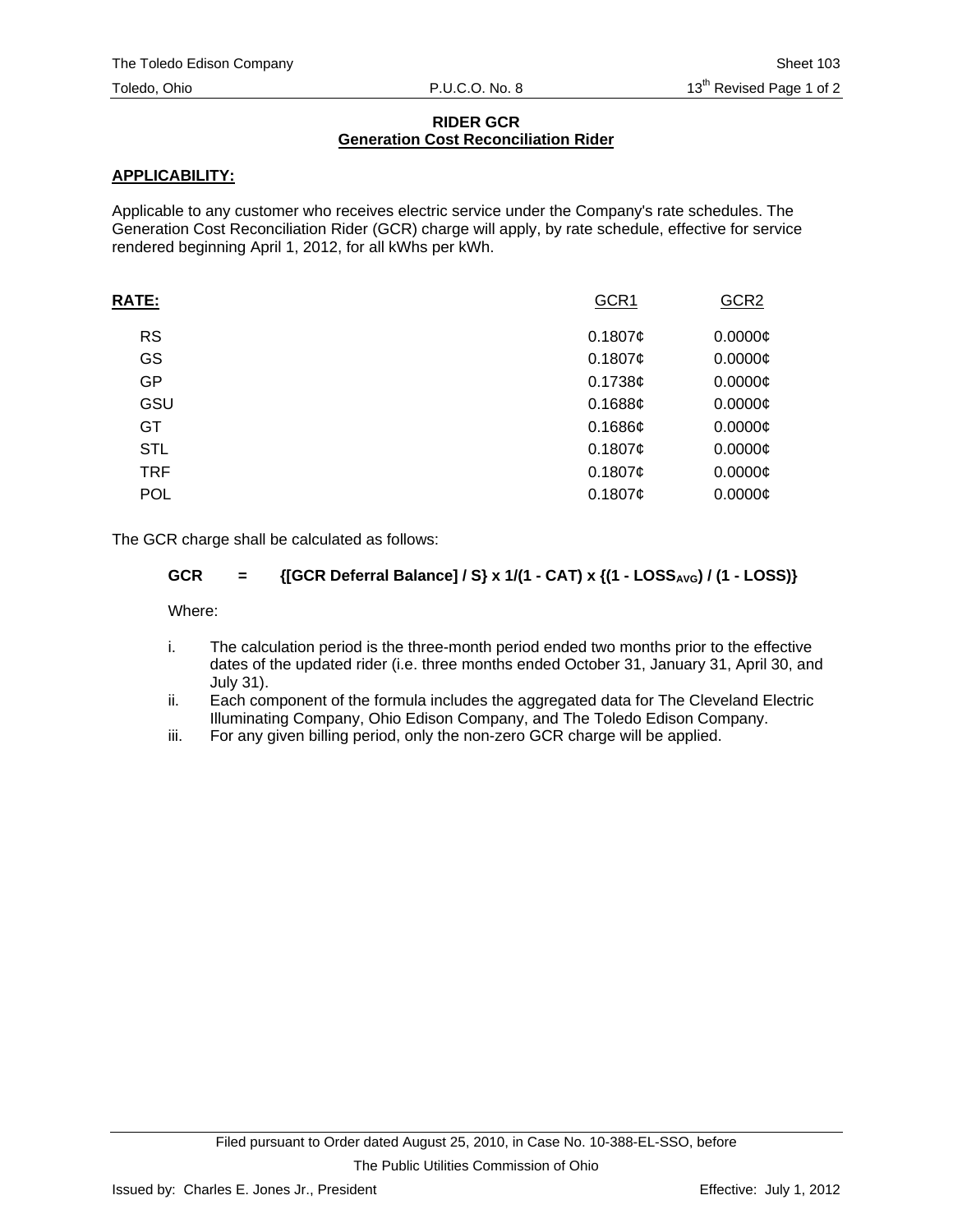## RIDER GCR
## Generation Cost Reconciliation Rider

**APPLICABILITY:**

Applicable to any customer who receives electric service under the Company's rate schedules. The Generation Cost Reconciliation Rider (GCR) charge will apply, by rate schedule, effective for service rendered beginning April 1, 2012, for all kWhs per kWh.

| **RATE:** | GCR1 | GCR2 |
|---|---|---|
| RS | 0.1807¢ | 0.0000¢ |
| GS | 0.1807¢ | 0.0000¢ |
| GP | 0.1738¢ | 0.0000¢ |
| GSU | 0.1688¢ | 0.0000¢ |
| GT | 0.1686¢ | 0.0000¢ |
| STL | 0.1807¢ | 0.0000¢ |
| TRF | 0.1807¢ | 0.0000¢ |
| POL | 0.1807¢ | 0.0000¢ |

The GCR charge shall be calculated as follows:

$$\textbf{GCR} = \{[\text{GCR Deferral Balance}] / S\} \times 1/(1 - CAT) \times \{(1 - LOSS_{AVG}) / (1 - LOSS)\}$$

Where:

i. The calculation period is the three-month period ended two months prior to the effective dates of the updated rider (i.e. three months ended October 31, January 31, April 30, and July 31).

ii. Each component of the formula includes the aggregated data for The Cleveland Electric Illuminating Company, Ohio Edison Company, and The Toledo Edison Company.

iii. For any given billing period, only the non-zero GCR charge will be applied.

Filed pursuant to Order dated August 25, 2010, in Case No. 10-388-EL-SSO, before The Public Utilities Commission of Ohio

Issued by: Charles E. Jones Jr., President

Effective: July 1, 2012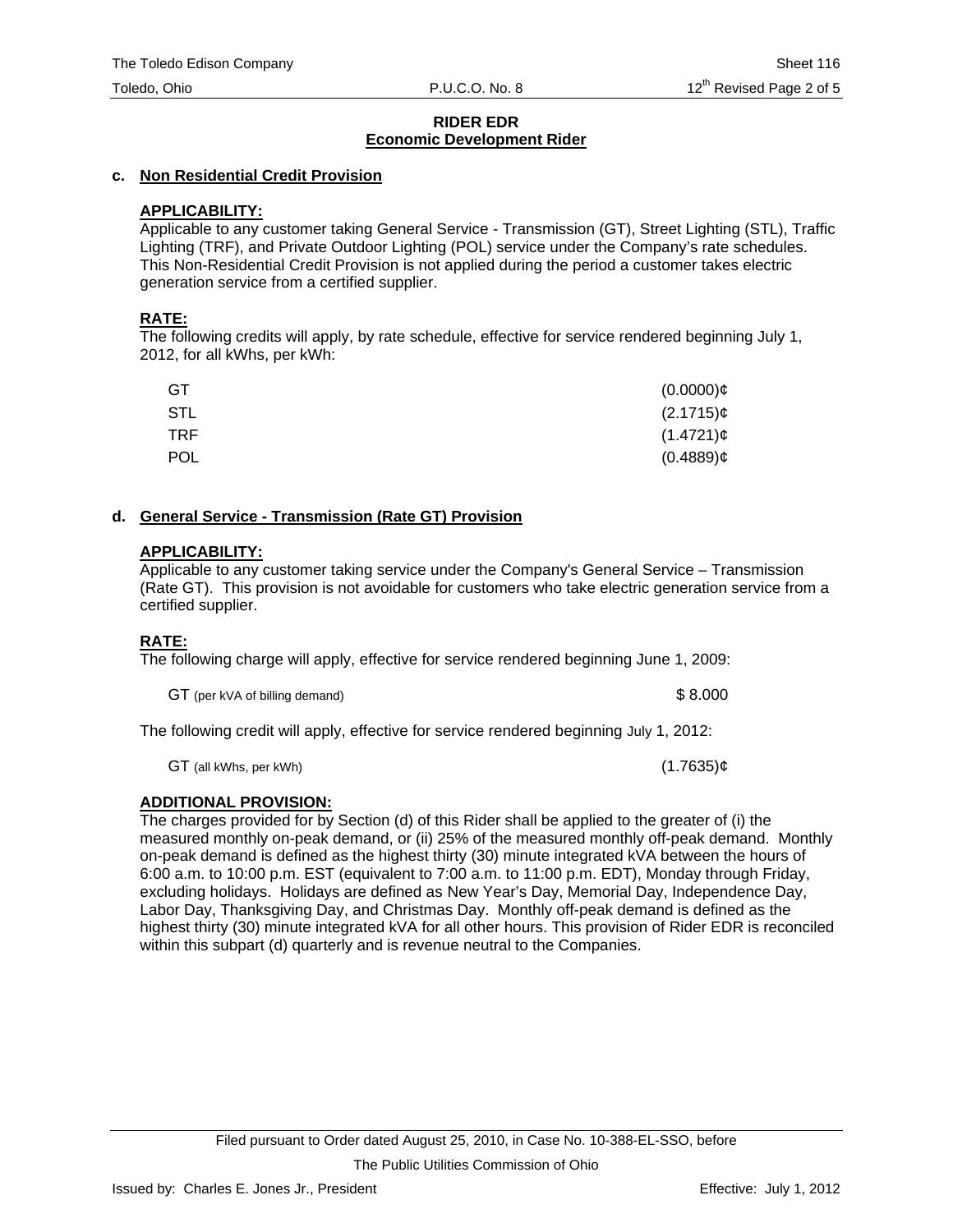## RIDER EDR
## Economic Development Rider

### c. Non Residential Credit Provision

**APPLICABILITY:**

Applicable to any customer taking General Service - Transmission (GT), Street Lighting (STL), Traffic Lighting (TRF), and Private Outdoor Lighting (POL) service under the Company's rate schedules. This Non-Residential Credit Provision is not applied during the period a customer takes electric generation service from a certified supplier.

**RATE:**

The following credits will apply, by rate schedule, effective for service rendered beginning July 1, 2012, for all kWhs, per kWh:

| | |
|---|---|
| GT | (0.0000)¢ |
| STL | (2.1715)¢ |
| TRF | (1.4721)¢ |
| POL | (0.4889)¢ |

### d. General Service - Transmission (Rate GT) Provision

**APPLICABILITY:**

Applicable to any customer taking service under the Company's General Service – Transmission (Rate GT). This provision is not avoidable for customers who take electric generation service from a certified supplier.

**RATE:**

The following charge will apply, effective for service rendered beginning June 1, 2009:

| | |
|---|---|
| GT (per kVA of billing demand) | $ 8.000 |

The following credit will apply, effective for service rendered beginning July 1, 2012:

| | |
|---|---|
| GT (all kWhs, per kWh) | (1.7635)¢ |

**ADDITIONAL PROVISION:**

The charges provided for by Section (d) of this Rider shall be applied to the greater of (i) the measured monthly on-peak demand, or (ii) 25% of the measured monthly off-peak demand. Monthly on-peak demand is defined as the highest thirty (30) minute integrated kVA between the hours of 6:00 a.m. to 10:00 p.m. EST (equivalent to 7:00 a.m. to 11:00 p.m. EDT), Monday through Friday, excluding holidays. Holidays are defined as New Year's Day, Memorial Day, Independence Day, Labor Day, Thanksgiving Day, and Christmas Day. Monthly off-peak demand is defined as the highest thirty (30) minute integrated kVA for all other hours. This provision of Rider EDR is reconciled within this subpart (d) quarterly and is revenue neutral to the Companies.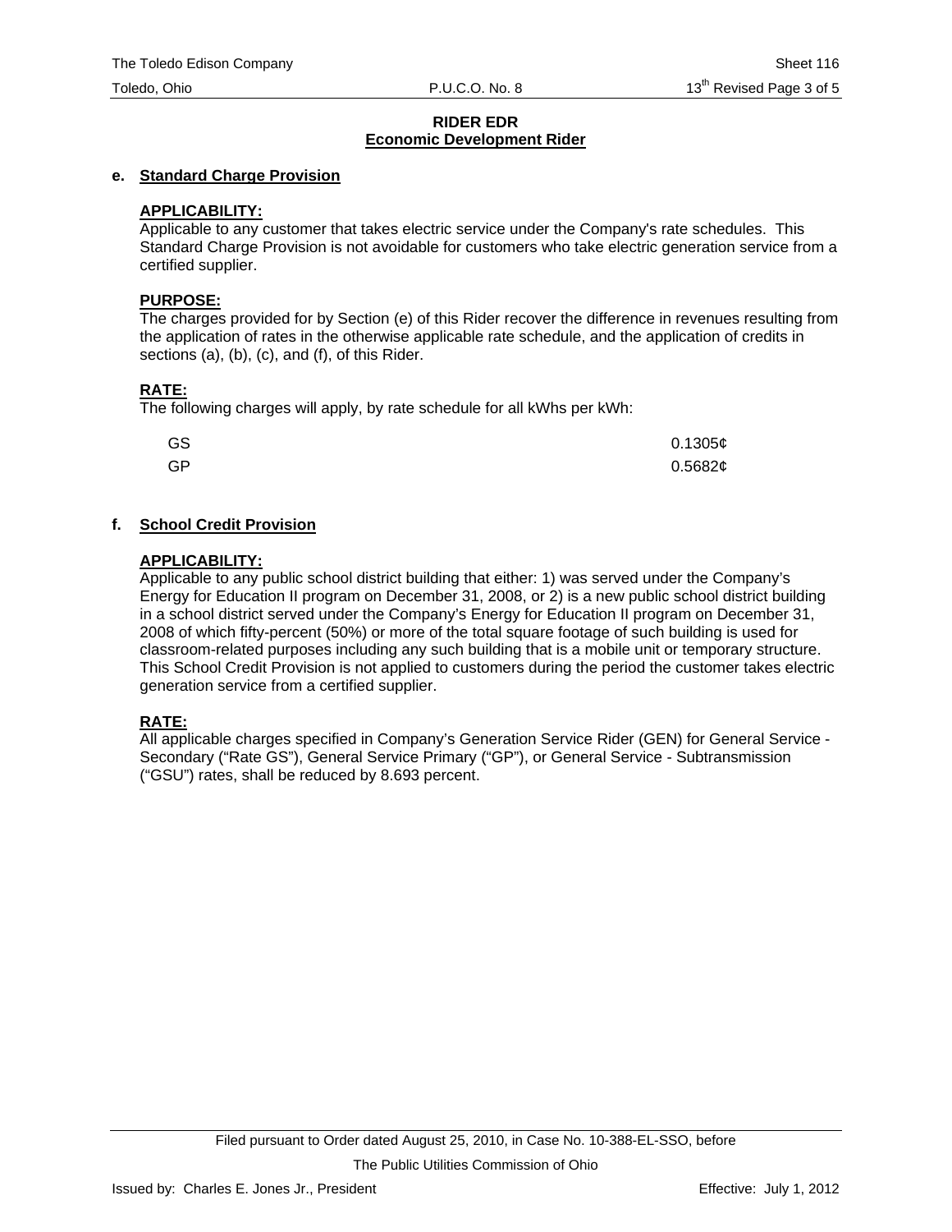## RIDER EDR
## Economic Development Rider

**e. Standard Charge Provision**

**APPLICABILITY:**
Applicable to any customer that takes electric service under the Company's rate schedules. This Standard Charge Provision is not avoidable for customers who take electric generation service from a certified supplier.

**PURPOSE:**
The charges provided for by Section (e) of this Rider recover the difference in revenues resulting from the application of rates in the otherwise applicable rate schedule, and the application of credits in sections (a), (b), (c), and (f), of this Rider.

**RATE:**
The following charges will apply, by rate schedule for all kWhs per kWh:

| | |
|---|---|
| GS | 0.1305¢ |
| GP | 0.5682¢ |

**f. School Credit Provision**

**APPLICABILITY:**
Applicable to any public school district building that either: 1) was served under the Company's Energy for Education II program on December 31, 2008, or 2) is a new public school district building in a school district served under the Company's Energy for Education II program on December 31, 2008 of which fifty-percent (50%) or more of the total square footage of such building is used for classroom-related purposes including any such building that is a mobile unit or temporary structure. This School Credit Provision is not applied to customers during the period the customer takes electric generation service from a certified supplier.

**RATE:**
All applicable charges specified in Company's Generation Service Rider (GEN) for General Service - Secondary ("Rate GS"), General Service Primary ("GP"), or General Service - Subtransmission ("GSU") rates, shall be reduced by 8.693 percent.

Filed pursuant to Order dated August 25, 2010, in Case No. 10-388-EL-SSO, before The Public Utilities Commission of Ohio

Issued by: Charles E. Jones Jr., President

Effective: July 1, 2012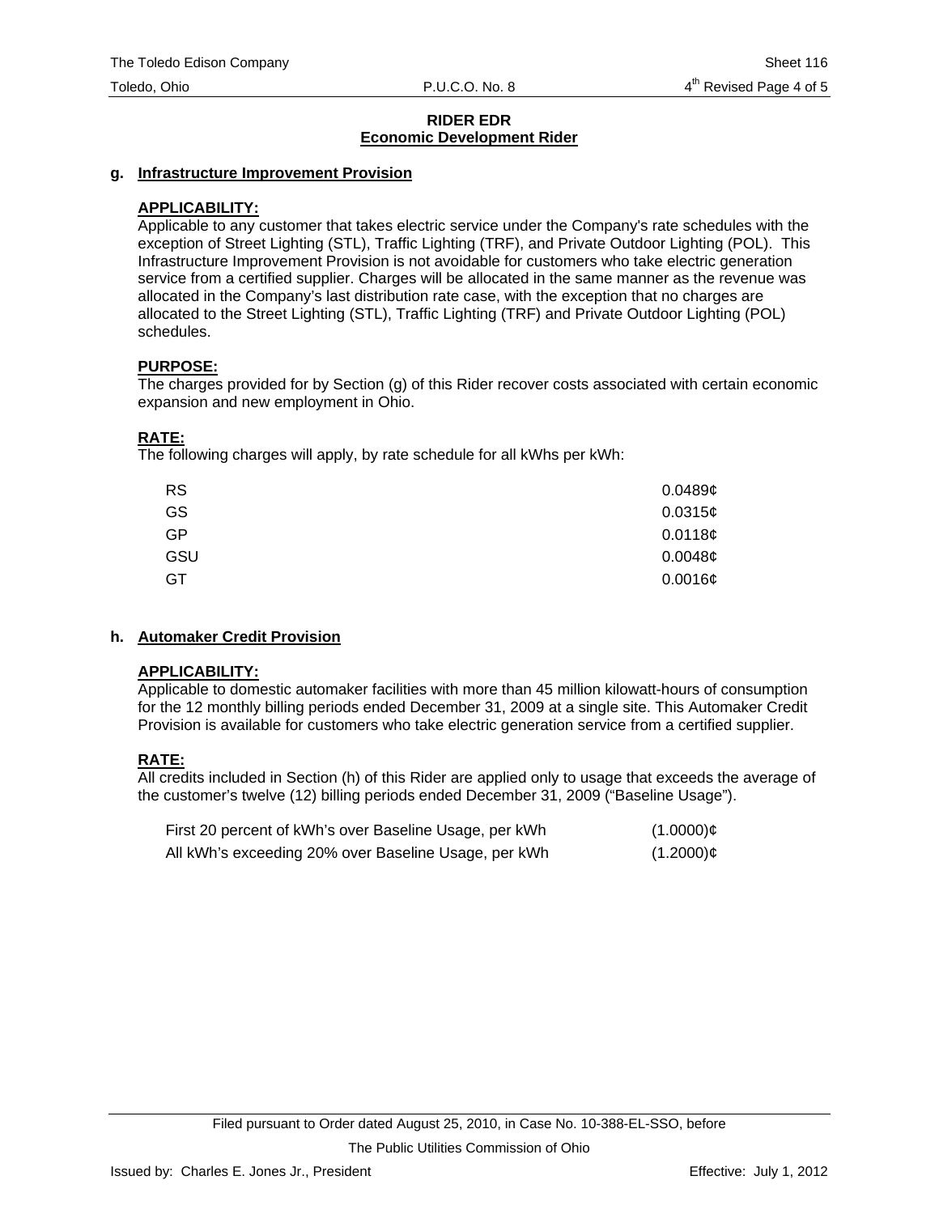## RIDER EDR
## Economic Development Rider

### g. Infrastructure Improvement Provision

**APPLICABILITY:**

Applicable to any customer that takes electric service under the Company's rate schedules with the exception of Street Lighting (STL), Traffic Lighting (TRF), and Private Outdoor Lighting (POL). This Infrastructure Improvement Provision is not avoidable for customers who take electric generation service from a certified supplier. Charges will be allocated in the same manner as the revenue was allocated in the Company's last distribution rate case, with the exception that no charges are allocated to the Street Lighting (STL), Traffic Lighting (TRF) and Private Outdoor Lighting (POL) schedules.

**PURPOSE:**

The charges provided for by Section (g) of this Rider recover costs associated with certain economic expansion and new employment in Ohio.

**RATE:**

The following charges will apply, by rate schedule for all kWhs per kWh:

| | |
|---|---|
| RS | 0.0489¢ |
| GS | 0.0315¢ |
| GP | 0.0118¢ |
| GSU | 0.0048¢ |
| GT | 0.0016¢ |

### h. Automaker Credit Provision

**APPLICABILITY:**

Applicable to domestic automaker facilities with more than 45 million kilowatt-hours of consumption for the 12 monthly billing periods ended December 31, 2009 at a single site. This Automaker Credit Provision is available for customers who take electric generation service from a certified supplier.

**RATE:**

All credits included in Section (h) of this Rider are applied only to usage that exceeds the average of the customer's twelve (12) billing periods ended December 31, 2009 ("Baseline Usage").

| | |
|---|---|
| First 20 percent of kWh's over Baseline Usage, per kWh | (1.0000)¢ |
| All kWh's exceeding 20% over Baseline Usage, per kWh | (1.2000)¢ |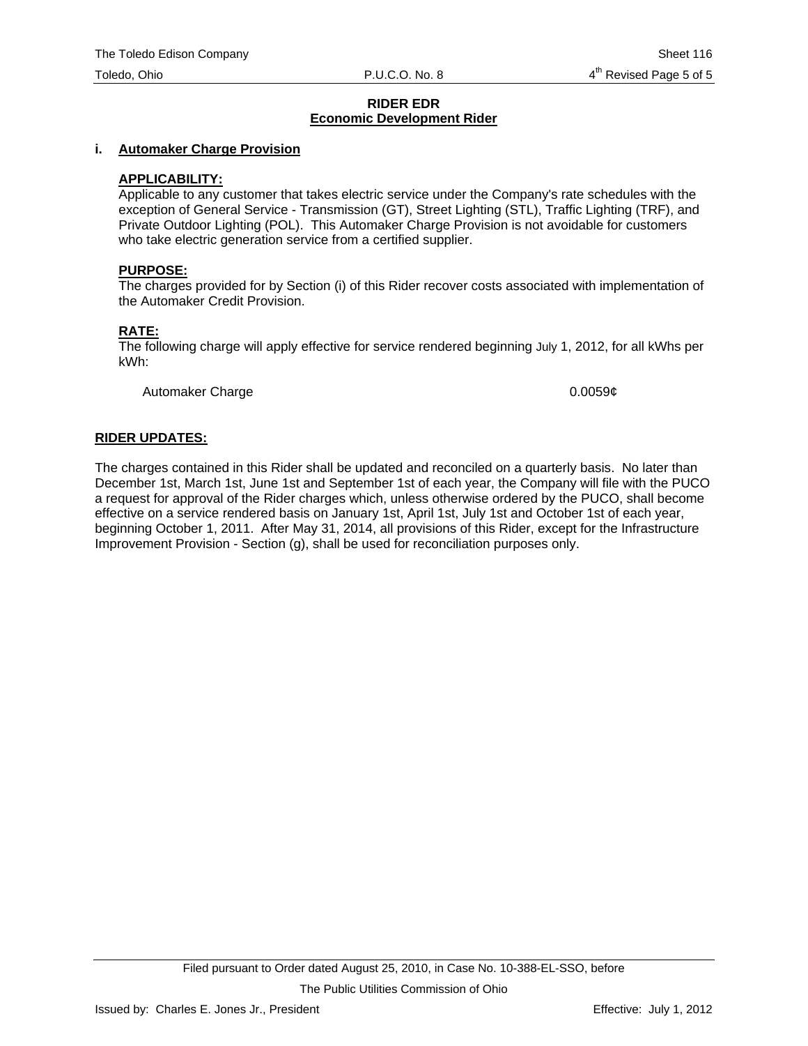## RIDER EDR
### Economic Development Rider

### i. Automaker Charge Provision

**APPLICABILITY:**

Applicable to any customer that takes electric service under the Company's rate schedules with the exception of General Service - Transmission (GT), Street Lighting (STL), Traffic Lighting (TRF), and Private Outdoor Lighting (POL). This Automaker Charge Provision is not avoidable for customers who take electric generation service from a certified supplier.

**PURPOSE:**

The charges provided for by Section (i) of this Rider recover costs associated with implementation of the Automaker Credit Provision.

**RATE:**

The following charge will apply effective for service rendered beginning July 1, 2012, for all kWhs per kWh:

| | |
|---|---|
| Automaker Charge | 0.0059¢ |

**RIDER UPDATES:**

The charges contained in this Rider shall be updated and reconciled on a quarterly basis. No later than December 1st, March 1st, June 1st and September 1st of each year, the Company will file with the PUCO a request for approval of the Rider charges which, unless otherwise ordered by the PUCO, shall become effective on a service rendered basis on January 1st, April 1st, July 1st and October 1st of each year, beginning October 1, 2011. After May 31, 2014, all provisions of this Rider, except for the Infrastructure Improvement Provision - Section (g), shall be used for reconciliation purposes only.

Filed pursuant to Order dated August 25, 2010, in Case No. 10-388-EL-SSO, before The Public Utilities Commission of Ohio

Issued by: Charles E. Jones Jr., President

Effective: July 1, 2012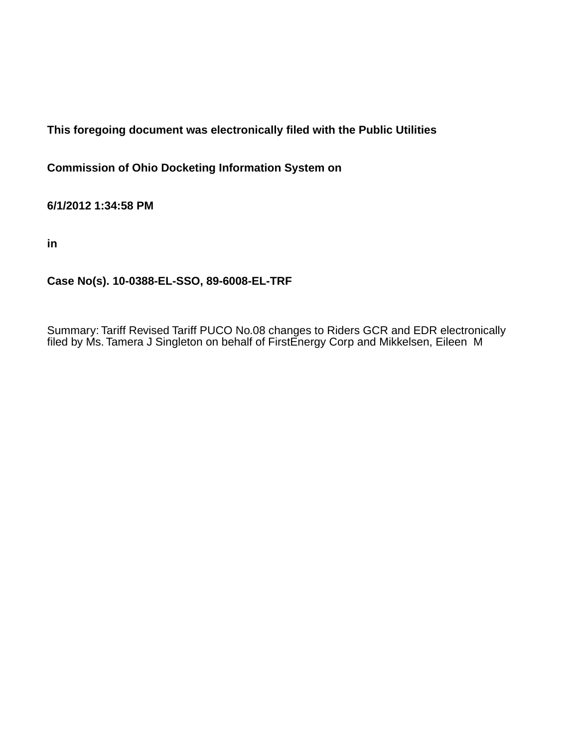**This foregoing document was electronically filed with the Public Utilities**

**Commission of Ohio Docketing Information System on**

**6/1/2012 1:34:58 PM**

**in**

**Case No(s). 10-0388-EL-SSO, 89-6008-EL-TRF**

Summary: Tariff Revised Tariff PUCO No.08 changes to Riders GCR and EDR electronically filed by Ms. Tamera J Singleton on behalf of FirstEnergy Corp and Mikkelsen, Eileen M